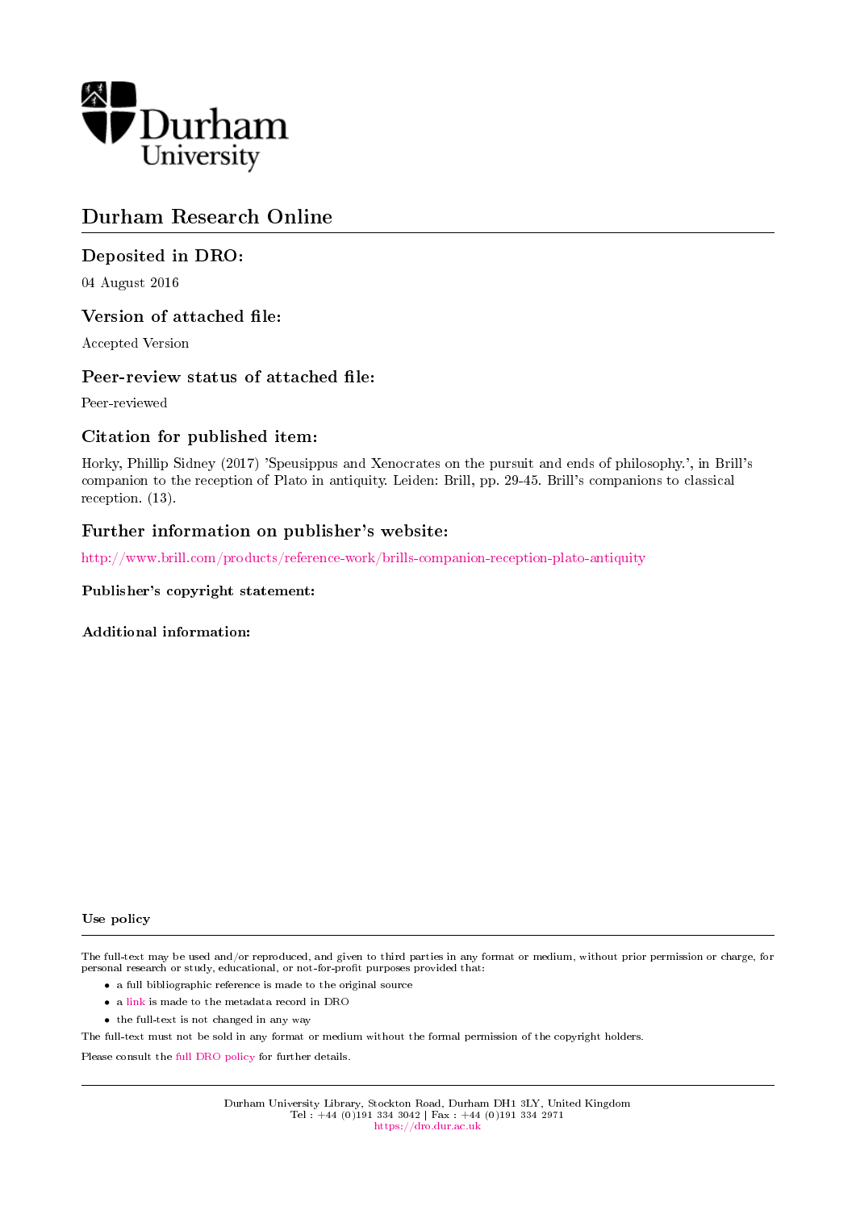Durham University

# Durham Research Online

## Deposited in DRO:

04 August 2016

## Version of attached file:

Accepted Version

## Peer-review status of attached file:

Peer-reviewed

## Citation for published item:

Horky, Phillip Sidney (2017) 'Speusippus and Xenocrates on the pursuit and ends of philosophy.', in Brill's companion to the reception of Plato in antiquity. Leiden: Brill, pp. 29-45. Brill's companions to classical reception. (13).

## Further information on publisher's website:

http://www.brill.com/products/reference-work/brills-companion-reception-plato-antiquity

**Publisher's copyright statement:**

**Additional information:**

**Use policy**

The full-text may be used and/or reproduced, and given to third parties in any format or medium, without prior permission or charge, for personal research or study, educational, or not-for-profit purposes provided that:

- a full bibliographic reference is made to the original source
- a link is made to the metadata record in DRO
- the full-text is not changed in any way

The full-text must not be sold in any format or medium without the formal permission of the copyright holders.

Please consult the full DRO policy for further details.

Durham University Library, Stockton Road, Durham DH1 3LY, United Kingdom
Tel : +44 (0)191 334 3042 | Fax : +44 (0)191 334 2971
https://dro.dur.ac.uk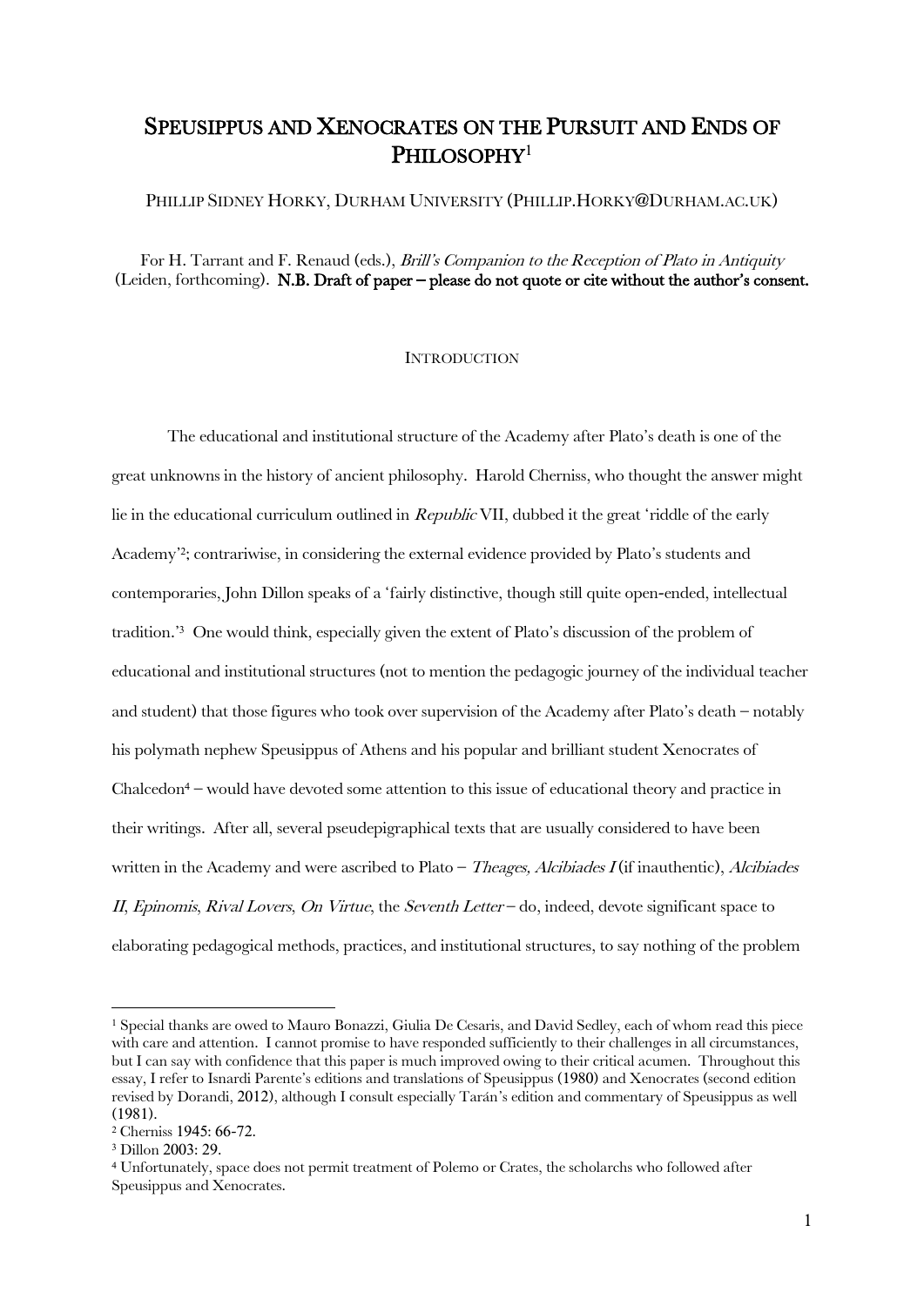# SPEUSIPPUS AND XENOCRATES ON THE PURSUIT AND ENDS OF PHILOSOPHY[1]

PHILLIP SIDNEY HORKY, DURHAM UNIVERSITY (PHILLIP.HORKY@DURHAM.AC.UK)

For H. Tarrant and F. Renaud (eds.), *Brill's Companion to the Reception of Plato in Antiquity* (Leiden, forthcoming). **N.B. Draft of paper – please do not quote or cite without the author's consent.**

## INTRODUCTION

The educational and institutional structure of the Academy after Plato's death is one of the great unknowns in the history of ancient philosophy. Harold Cherniss, who thought the answer might lie in the educational curriculum outlined in *Republic* VII, dubbed it the great 'riddle of the early Academy'[2]; contrariwise, in considering the external evidence provided by Plato's students and contemporaries, John Dillon speaks of a 'fairly distinctive, though still quite open-ended, intellectual tradition.'[3] One would think, especially given the extent of Plato's discussion of the problem of educational and institutional structures (not to mention the pedagogic journey of the individual teacher and student) that those figures who took over supervision of the Academy after Plato's death – notably his polymath nephew Speusippus of Athens and his popular and brilliant student Xenocrates of Chalcedon[4] – would have devoted some attention to this issue of educational theory and practice in their writings. After all, several pseudepigraphical texts that are usually considered to have been written in the Academy and were ascribed to Plato – *Theages, Alcibiades I* (if inauthentic), *Alcibiades II*, *Epinomis*, *Rival Lovers*, *On Virtue*, the *Seventh Letter* – do, indeed, devote significant space to elaborating pedagogical methods, practices, and institutional structures, to say nothing of the problem

---

[1] Special thanks are owed to Mauro Bonazzi, Giulia De Cesaris, and David Sedley, each of whom read this piece with care and attention. I cannot promise to have responded sufficiently to their challenges in all circumstances, but I can say with confidence that this paper is much improved owing to their critical acumen. Throughout this essay, I refer to Isnardi Parente's editions and translations of Speusippus (1980) and Xenocrates (second edition revised by Dorandi, 2012), although I consult especially Tarán's edition and commentary of Speusippus as well (1981).

[2] Cherniss 1945: 66-72.

[3] Dillon 2003: 29.

[4] Unfortunately, space does not permit treatment of Polemo or Crates, the scholarchs who followed after Speusippus and Xenocrates.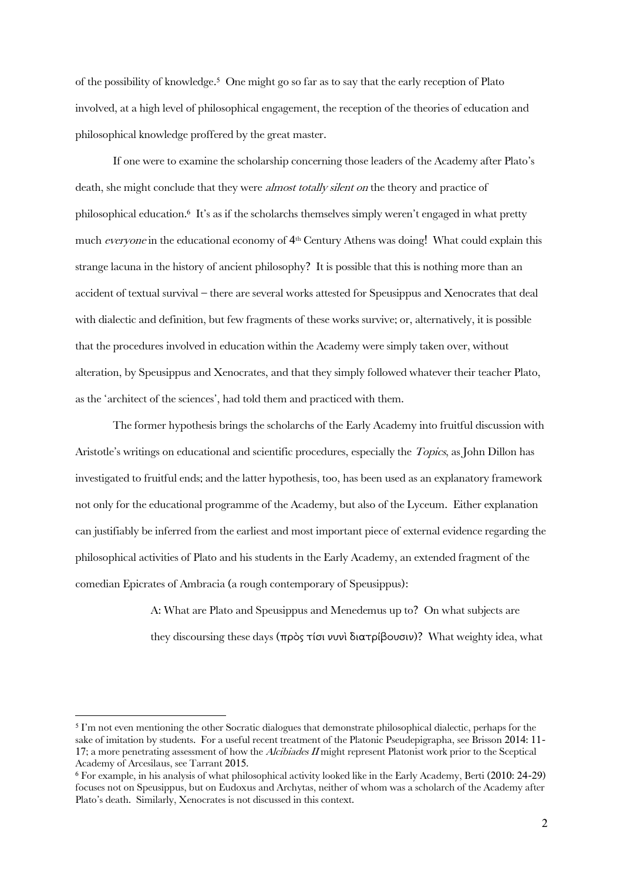of the possibility of knowledge.[5] One might go so far as to say that the early reception of Plato involved, at a high level of philosophical engagement, the reception of the theories of education and philosophical knowledge proffered by the great master.

If one were to examine the scholarship concerning those leaders of the Academy after Plato's death, she might conclude that they were *almost totally silent on* the theory and practice of philosophical education.[6] It's as if the scholarchs themselves simply weren't engaged in what pretty much *everyone* in the educational economy of 4th Century Athens was doing! What could explain this strange lacuna in the history of ancient philosophy? It is possible that this is nothing more than an accident of textual survival – there are several works attested for Speusippus and Xenocrates that deal with dialectic and definition, but few fragments of these works survive; or, alternatively, it is possible that the procedures involved in education within the Academy were simply taken over, without alteration, by Speusippus and Xenocrates, and that they simply followed whatever their teacher Plato, as the 'architect of the sciences', had told them and practiced with them.

The former hypothesis brings the scholarchs of the Early Academy into fruitful discussion with Aristotle's writings on educational and scientific procedures, especially the *Topics*, as John Dillon has investigated to fruitful ends; and the latter hypothesis, too, has been used as an explanatory framework not only for the educational programme of the Academy, but also of the Lyceum. Either explanation can justifiably be inferred from the earliest and most important piece of external evidence regarding the philosophical activities of Plato and his students in the Early Academy, an extended fragment of the comedian Epicrates of Ambracia (a rough contemporary of Speusippus):

> A: What are Plato and Speusippus and Menedemus up to? On what subjects are they discoursing these days (πρὸς τίσι νυνὶ διατρίβουσιν)? What weighty idea, what

---

[5] I'm not even mentioning the other Socratic dialogues that demonstrate philosophical dialectic, perhaps for the sake of imitation by students. For a useful recent treatment of the Platonic Pseudepigrapha, see Brisson 2014: 11-17; a more penetrating assessment of how the *Alcibiades II* might represent Platonist work prior to the Sceptical Academy of Arcesilaus, see Tarrant 2015.

[6] For example, in his analysis of what philosophical activity looked like in the Early Academy, Berti (2010: 24-29) focuses not on Speusippus, but on Eudoxus and Archytas, neither of whom was a scholarch of the Academy after Plato's death. Similarly, Xenocrates is not discussed in this context.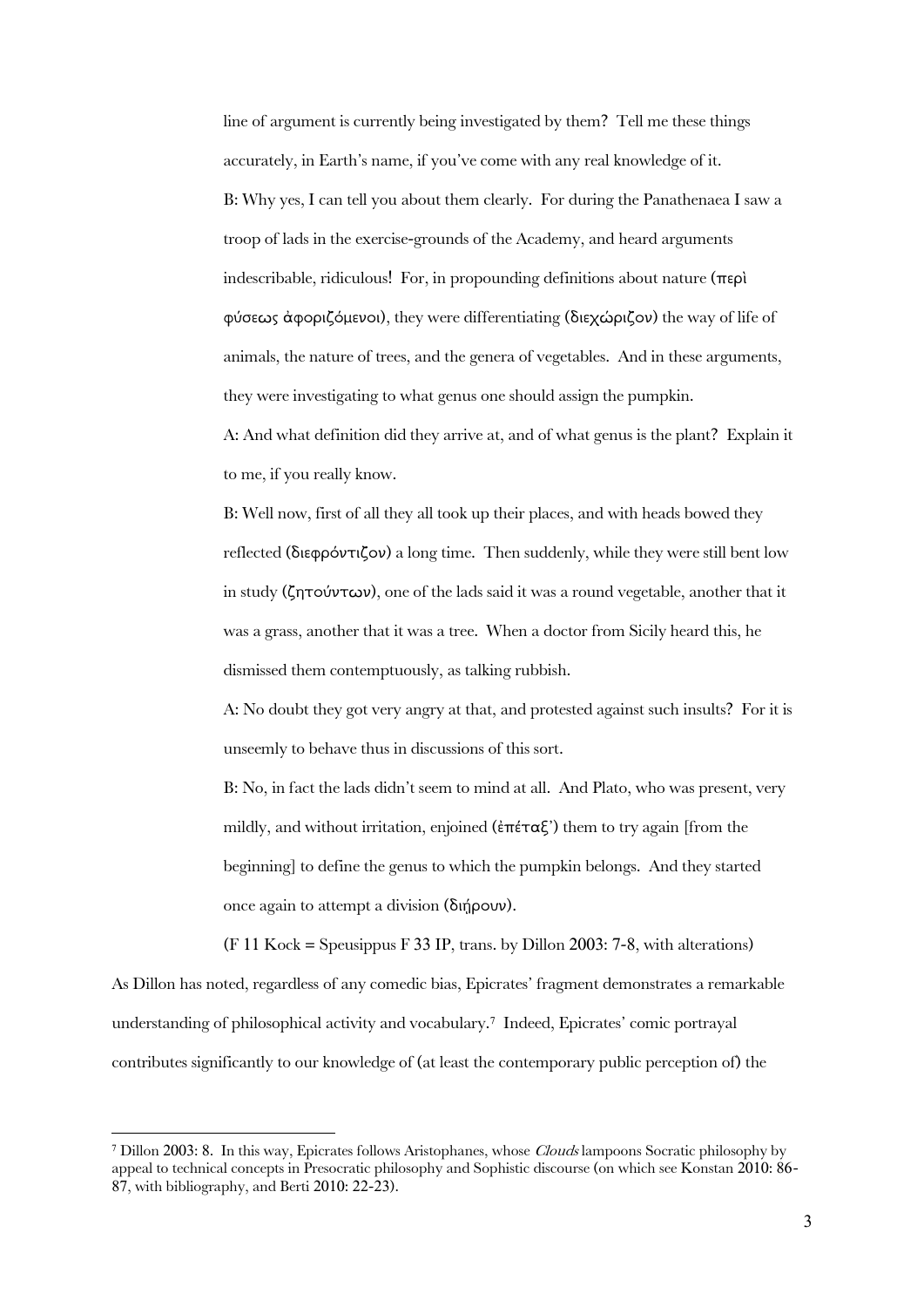line of argument is currently being investigated by them? Tell me these things accurately, in Earth's name, if you've come with any real knowledge of it.

B: Why yes, I can tell you about them clearly. For during the Panathenaea I saw a troop of lads in the exercise-grounds of the Academy, and heard arguments indescribable, ridiculous! For, in propounding definitions about nature (περὶ φύσεως ἀφοριζόμενοι), they were differentiating (διεχώριζον) the way of life of animals, the nature of trees, and the genera of vegetables. And in these arguments, they were investigating to what genus one should assign the pumpkin.

A: And what definition did they arrive at, and of what genus is the plant? Explain it to me, if you really know.

B: Well now, first of all they all took up their places, and with heads bowed they reflected (διεφρόντιζον) a long time. Then suddenly, while they were still bent low in study (ζητούντων), one of the lads said it was a round vegetable, another that it was a grass, another that it was a tree. When a doctor from Sicily heard this, he dismissed them contemptuously, as talking rubbish.

A: No doubt they got very angry at that, and protested against such insults? For it is unseemly to behave thus in discussions of this sort.

B: No, in fact the lads didn't seem to mind at all. And Plato, who was present, very mildly, and without irritation, enjoined (ἐπέταξ') them to try again [from the beginning] to define the genus to which the pumpkin belongs. And they started once again to attempt a division (διῄρουν).

(F 11 Kock = Speusippus F 33 IP, trans. by Dillon 2003: 7-8, with alterations)

As Dillon has noted, regardless of any comedic bias, Epicrates' fragment demonstrates a remarkable understanding of philosophical activity and vocabulary.[7] Indeed, Epicrates' comic portrayal contributes significantly to our knowledge of (at least the contemporary public perception of) the

[7] Dillon 2003: 8. In this way, Epicrates follows Aristophanes, whose *Clouds* lampoons Socratic philosophy by appeal to technical concepts in Presocratic philosophy and Sophistic discourse (on which see Konstan 2010: 86-87, with bibliography, and Berti 2010: 22-23).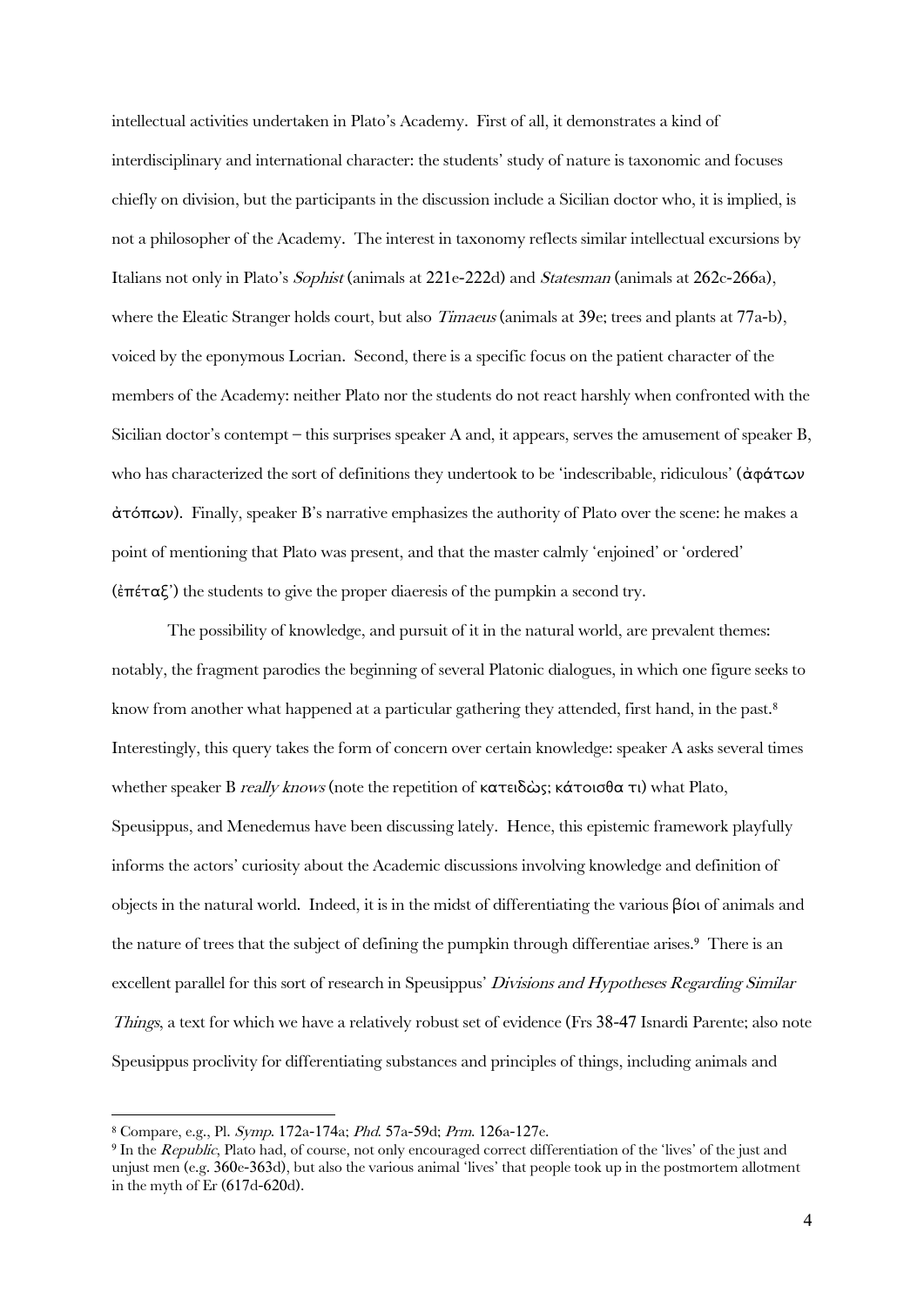intellectual activities undertaken in Plato's Academy. First of all, it demonstrates a kind of interdisciplinary and international character: the students' study of nature is taxonomic and focuses chiefly on division, but the participants in the discussion include a Sicilian doctor who, it is implied, is not a philosopher of the Academy. The interest in taxonomy reflects similar intellectual excursions by Italians not only in Plato's *Sophist* (animals at 221e-222d) and *Statesman* (animals at 262c-266a), where the Eleatic Stranger holds court, but also *Timaeus* (animals at 39e; trees and plants at 77a-b), voiced by the eponymous Locrian. Second, there is a specific focus on the patient character of the members of the Academy: neither Plato nor the students do not react harshly when confronted with the Sicilian doctor's contempt – this surprises speaker A and, it appears, serves the amusement of speaker B, who has characterized the sort of definitions they undertook to be 'indescribable, ridiculous' (ἀφάτων ἀτόπων). Finally, speaker B's narrative emphasizes the authority of Plato over the scene: he makes a point of mentioning that Plato was present, and that the master calmly 'enjoined' or 'ordered' (ἐπέταξ') the students to give the proper diaeresis of the pumpkin a second try.

The possibility of knowledge, and pursuit of it in the natural world, are prevalent themes: notably, the fragment parodies the beginning of several Platonic dialogues, in which one figure seeks to know from another what happened at a particular gathering they attended, first hand, in the past.[8] Interestingly, this query takes the form of concern over certain knowledge: speaker A asks several times whether speaker B *really knows* (note the repetition of κατειδώς; κάτοισθα τι) what Plato, Speusippus, and Menedemus have been discussing lately. Hence, this epistemic framework playfully informs the actors' curiosity about the Academic discussions involving knowledge and definition of objects in the natural world. Indeed, it is in the midst of differentiating the various βίοι of animals and the nature of trees that the subject of defining the pumpkin through differentiae arises.[9] There is an excellent parallel for this sort of research in Speusippus' *Divisions and Hypotheses Regarding Similar Things*, a text for which we have a relatively robust set of evidence (Frs 38-47 Isnardi Parente; also note Speusippus proclivity for differentiating substances and principles of things, including animals and

---

[8] Compare, e.g., Pl. *Symp.* 172a-174a; *Phd.* 57a-59d; *Prm.* 126a-127e.

[9] In the *Republic*, Plato had, of course, not only encouraged correct differentiation of the 'lives' of the just and unjust men (e.g. 360e-363d), but also the various animal 'lives' that people took up in the postmortem allotment in the myth of Er (617d-620d).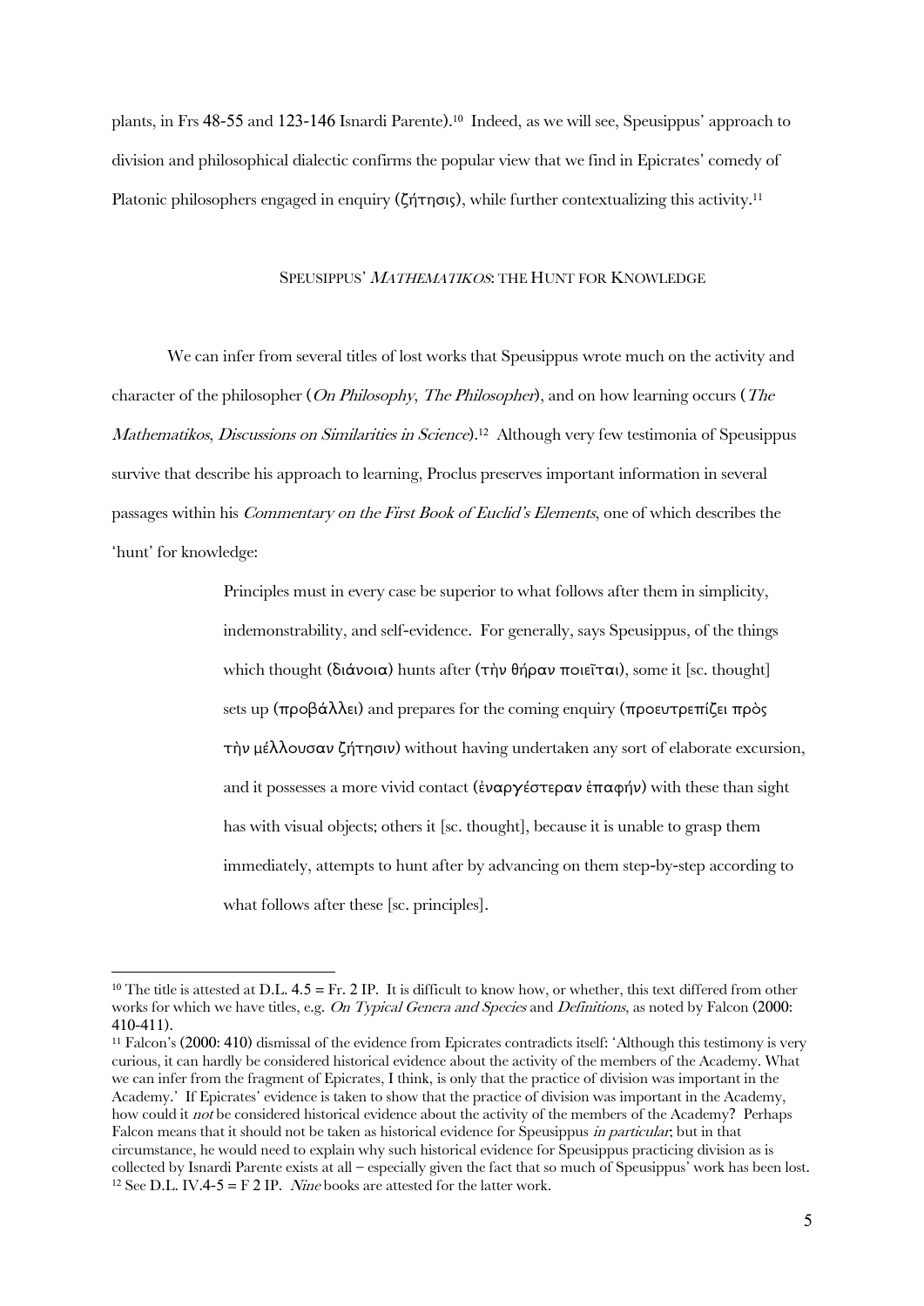plants, in Frs 48-55 and 123-146 Isnardi Parente).[10] Indeed, as we will see, Speusippus' approach to division and philosophical dialectic confirms the popular view that we find in Epicrates' comedy of Platonic philosophers engaged in enquiry (ζήτησις), while further contextualizing this activity.[11]

## SPEUSIPPUS' *MATHEMATIKOS*: THE HUNT FOR KNOWLEDGE

We can infer from several titles of lost works that Speusippus wrote much on the activity and character of the philosopher (*On Philosophy*, *The Philosopher*), and on how learning occurs (*The Mathematikos*, *Discussions on Similarities in Science*).[12] Although very few testimonia of Speusippus survive that describe his approach to learning, Proclus preserves important information in several passages within his *Commentary on the First Book of Euclid's Elements*, one of which describes the 'hunt' for knowledge:

> Principles must in every case be superior to what follows after them in simplicity, indemonstrability, and self-evidence. For generally, says Speusippus, of the things which thought (διάνοια) hunts after (τὴν θήραν ποιεῖται), some it [sc. thought] sets up (προβάλλει) and prepares for the coming enquiry (προευτρεπίζει πρὸς τὴν μέλλουσαν ζήτησιν) without having undertaken any sort of elaborate excursion, and it possesses a more vivid contact (ἐναργέστεραν ἐπαφήν) with these than sight has with visual objects; others it [sc. thought], because it is unable to grasp them immediately, attempts to hunt after by advancing on them step-by-step according to what follows after these [sc. principles].

---

[10] The title is attested at D.L. 4.5 = Fr. 2 IP. It is difficult to know how, or whether, this text differed from other works for which we have titles, e.g. *On Typical Genera and Species* and *Definitions*, as noted by Falcon (2000: 410-411).

[11] Falcon's (2000: 410) dismissal of the evidence from Epicrates contradicts itself: 'Although this testimony is very curious, it can hardly be considered historical evidence about the activity of the members of the Academy. What we can infer from the fragment of Epicrates, I think, is only that the practice of division was important in the Academy.' If Epicrates' evidence is taken to show that the practice of division was important in the Academy, how could it *not* be considered historical evidence about the activity of the members of the Academy? Perhaps Falcon means that it should not be taken as historical evidence for Speusippus *in particular*; but in that circumstance, he would need to explain why such historical evidence for Speusippus practicing division as is collected by Isnardi Parente exists at all – especially given the fact that so much of Speusippus' work has been lost.

[12] See D.L. IV.4-5 = F 2 IP. *Nine* books are attested for the latter work.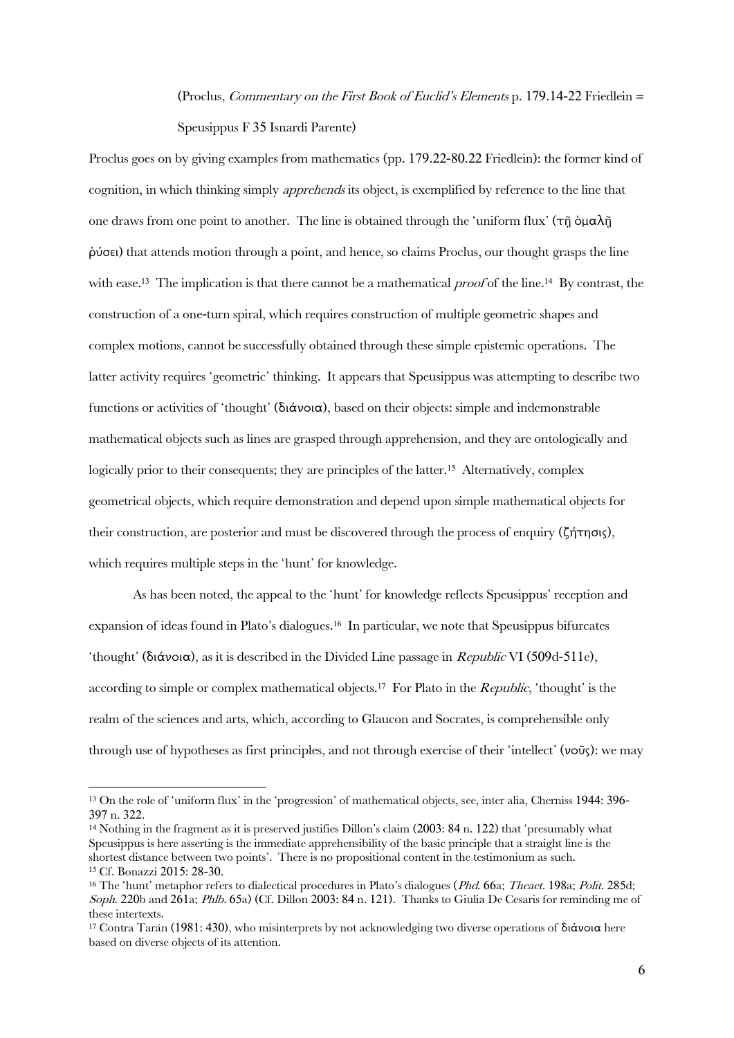(Proclus, *Commentary on the First Book of Euclid's Elements* p. 179.14-22 Friedlein = Speusippus F 35 Isnardi Parente)

Proclus goes on by giving examples from mathematics (pp. 179.22-80.22 Friedlein): the former kind of cognition, in which thinking simply *apprehends* its object, is exemplified by reference to the line that one draws from one point to another. The line is obtained through the 'uniform flux' (τῇ ὁμαλῇ ῥύσει) that attends motion through a point, and hence, so claims Proclus, our thought grasps the line with ease.[13] The implication is that there cannot be a mathematical *proof* of the line.[14] By contrast, the construction of a one-turn spiral, which requires construction of multiple geometric shapes and complex motions, cannot be successfully obtained through these simple epistemic operations. The latter activity requires 'geometric' thinking. It appears that Speusippus was attempting to describe two functions or activities of 'thought' (διάνοια), based on their objects: simple and indemonstrable mathematical objects such as lines are grasped through apprehension, and they are ontologically and logically prior to their consequents; they are principles of the latter.[15] Alternatively, complex geometrical objects, which require demonstration and depend upon simple mathematical objects for their construction, are posterior and must be discovered through the process of enquiry (ζήτησις), which requires multiple steps in the 'hunt' for knowledge.

As has been noted, the appeal to the 'hunt' for knowledge reflects Speusippus' reception and expansion of ideas found in Plato's dialogues.[16] In particular, we note that Speusippus bifurcates 'thought' (διάνοια), as it is described in the Divided Line passage in *Republic* VI (509d-511e), according to simple or complex mathematical objects.[17] For Plato in the *Republic*, 'thought' is the realm of the sciences and arts, which, according to Glaucon and Socrates, is comprehensible only through use of hypotheses as first principles, and not through exercise of their 'intellect' (νοῦς): we may

---

[13] On the role of 'uniform flux' in the 'progression' of mathematical objects, see, inter alia, Cherniss 1944: 396-397 n. 322.

[14] Nothing in the fragment as it is preserved justifies Dillon's claim (2003: 84 n. 122) that 'presumably what Speusippus is here asserting is the immediate apprehensibility of the basic principle that a straight line is the shortest distance between two points'. There is no propositional content in the testimonium as such.

[15] Cf. Bonazzi 2015: 28-30.

[16] The 'hunt' metaphor refers to dialectical procedures in Plato's dialogues (*Phd.* 66a; *Theaet.* 198a; *Polit.* 285d; *Soph.* 220b and 261a; *Phlb.* 65a) (Cf. Dillon 2003: 84 n. 121). Thanks to Giulia De Cesaris for reminding me of these intertexts.

[17] Contra Tarán (1981: 430), who misinterprets by not acknowledging two diverse operations of διάνοια here based on diverse objects of its attention.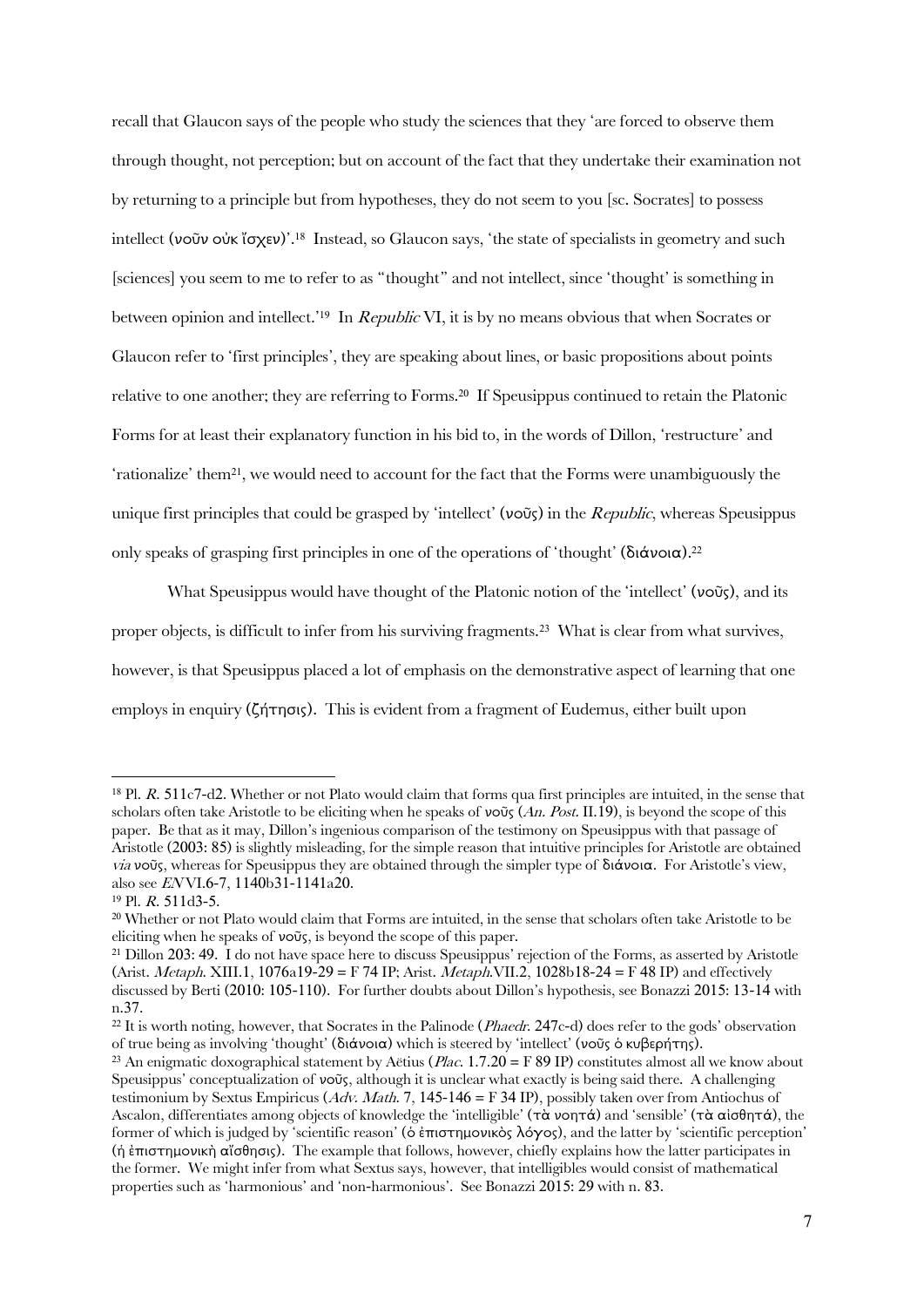recall that Glaucon says of the people who study the sciences that they 'are forced to observe them through thought, not perception; but on account of the fact that they undertake their examination not by returning to a principle but from hypotheses, they do not seem to you [sc. Socrates] to possess intellect (νοῦν οὐκ ἴσχεν)'.[18] Instead, so Glaucon says, 'the state of specialists in geometry and such [sciences] you seem to me to refer to as "thought" and not intellect, since 'thought' is something in between opinion and intellect.'[19] In *Republic* VI, it is by no means obvious that when Socrates or Glaucon refer to 'first principles', they are speaking about lines, or basic propositions about points relative to one another; they are referring to Forms.[20] If Speusippus continued to retain the Platonic Forms for at least their explanatory function in his bid to, in the words of Dillon, 'restructure' and 'rationalize' them[21], we would need to account for the fact that the Forms were unambiguously the unique first principles that could be grasped by 'intellect' (νοῦς) in the *Republic*, whereas Speusippus only speaks of grasping first principles in one of the operations of 'thought' (διάνοια).[22]

What Speusippus would have thought of the Platonic notion of the 'intellect' (νοῦς), and its proper objects, is difficult to infer from his surviving fragments.[23] What is clear from what survives, however, is that Speusippus placed a lot of emphasis on the demonstrative aspect of learning that one employs in enquiry (ζήτησις). This is evident from a fragment of Eudemus, either built upon

---

[18] Pl. *R.* 511c7-d2. Whether or not Plato would claim that forms qua first principles are intuited, in the sense that scholars often take Aristotle to be eliciting when he speaks of νοῦς (*An. Post.* II.19), is beyond the scope of this paper. Be that as it may, Dillon's ingenious comparison of the testimony on Speusippus with that passage of Aristotle (2003: 85) is slightly misleading, for the simple reason that intuitive principles for Aristotle are obtained *via* νοῦς, whereas for Speusippus they are obtained through the simpler type of διάνοια. For Aristotle's view, also see *EN* VI.6-7, 1140b31-1141a20.

[19] Pl. *R.* 511d3-5.

[20] Whether or not Plato would claim that Forms are intuited, in the sense that scholars often take Aristotle to be eliciting when he speaks of νοῦς, is beyond the scope of this paper.

[21] Dillon 203: 49. I do not have space here to discuss Speusippus' rejection of the Forms, as asserted by Aristotle (Arist. *Metaph.* XIII.1, 1076a19-29 = F 74 IP; Arist. *Metaph.*VII.2, 1028b18-24 = F 48 IP) and effectively discussed by Berti (2010: 105-110). For further doubts about Dillon's hypothesis, see Bonazzi 2015: 13-14 with n.37.

[22] It is worth noting, however, that Socrates in the Palinode (*Phaedr.* 247c-d) does refer to the gods' observation of true being as involving 'thought' (διάνοια) which is steered by 'intellect' (νοῦς ὁ κυβερήτης).

[23] An enigmatic doxographical statement by Aëtius (*Plac.* 1.7.20 = F 89 IP) constitutes almost all we know about Speusippus' conceptualization of νοῦς, although it is unclear what exactly is being said there. A challenging testimonium by Sextus Empiricus (*Adv. Math.* 7, 145-146 = F 34 IP), possibly taken over from Antiochus of Ascalon, differentiates among objects of knowledge the 'intelligible' (τὰ νοητά) and 'sensible' (τὰ αἰσθητά), the former of which is judged by 'scientific reason' (ὁ ἐπιστημονικὸς λόγος), and the latter by 'scientific perception' (ἡ ἐπιστημονικὴ αἴσθησις). The example that follows, however, chiefly explains how the latter participates in the former. We might infer from what Sextus says, however, that intelligibles would consist of mathematical properties such as 'harmonious' and 'non-harmonious'. See Bonazzi 2015: 29 with n. 83.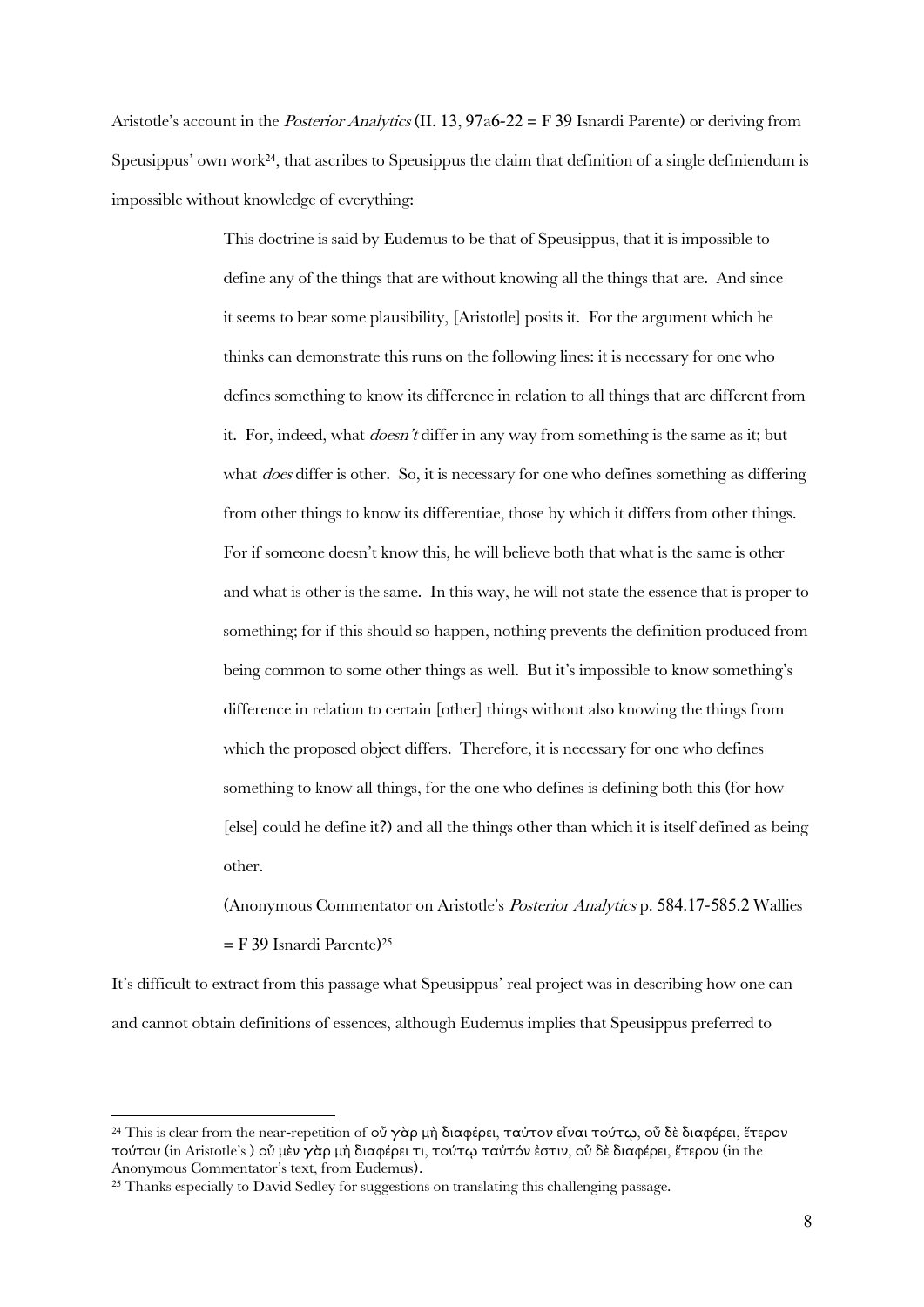Aristotle's account in the *Posterior Analytics* (II. 13, 97a6-22 = F 39 Isnardi Parente) or deriving from Speusippus' own work[24], that ascribes to Speusippus the claim that definition of a single definiendum is impossible without knowledge of everything:

> This doctrine is said by Eudemus to be that of Speusippus, that it is impossible to define any of the things that are without knowing all the things that are. And since it seems to bear some plausibility, [Aristotle] posits it. For the argument which he thinks can demonstrate this runs on the following lines: it is necessary for one who defines something to know its difference in relation to all things that are different from it. For, indeed, what *doesn't* differ in any way from something is the same as it; but what *does* differ is other. So, it is necessary for one who defines something as differing from other things to know its differentiae, those by which it differs from other things. For if someone doesn't know this, he will believe both that what is the same is other and what is other is the same. In this way, he will not state the essence that is proper to something; for if this should so happen, nothing prevents the definition produced from being common to some other things as well. But it's impossible to know something's difference in relation to certain [other] things without also knowing the things from which the proposed object differs. Therefore, it is necessary for one who defines something to know all things, for the one who defines is defining both this (for how [else] could he define it?) and all the things other than which it is itself defined as being other.
>
> (Anonymous Commentator on Aristotle's *Posterior Analytics* p. 584.17-585.2 Wallies = F 39 Isnardi Parente)[25]

It's difficult to extract from this passage what Speusippus' real project was in describing how one can and cannot obtain definitions of essences, although Eudemus implies that Speusippus preferred to

---

[24] This is clear from the near-repetition of οὗ γὰρ μὴ διαφέρει, ταὐτον εἶναι τούτῳ, οὗ δὲ διαφέρει, ἕτερον τούτου (in Aristotle's ) οὗ μὲν γὰρ μὴ διαφέρει τι, τούτῳ ταὐτόν ἐστιν, οὗ δὲ διαφέρει, ἕτερον (in the Anonymous Commentator's text, from Eudemus).

[25] Thanks especially to David Sedley for suggestions on translating this challenging passage.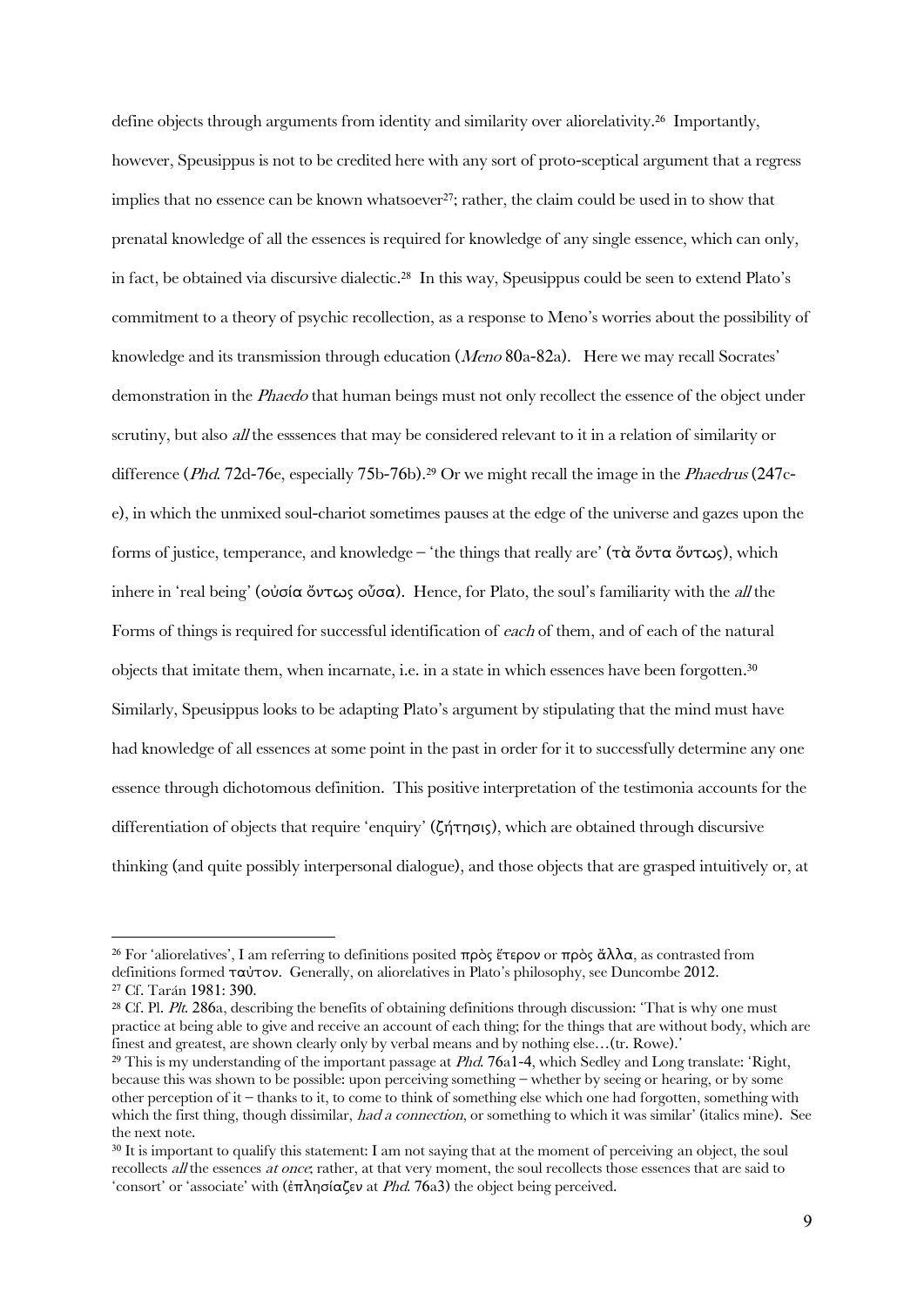define objects through arguments from identity and similarity over aliorelativity.[26] Importantly, however, Speusippus is not to be credited here with any sort of proto-sceptical argument that a regress implies that no essence can be known whatsoever[27]; rather, the claim could be used in to show that prenatal knowledge of all the essences is required for knowledge of any single essence, which can only, in fact, be obtained via discursive dialectic.[28] In this way, Speusippus could be seen to extend Plato's commitment to a theory of psychic recollection, as a response to Meno's worries about the possibility of knowledge and its transmission through education (*Meno* 80a-82a). Here we may recall Socrates' demonstration in the *Phaedo* that human beings must not only recollect the essence of the object under scrutiny, but also *all* the esssences that may be considered relevant to it in a relation of similarity or difference (*Phd.* 72d-76e, especially 75b-76b).[29] Or we might recall the image in the *Phaedrus* (247c-e), in which the unmixed soul-chariot sometimes pauses at the edge of the universe and gazes upon the forms of justice, temperance, and knowledge – 'the things that really are' (τὰ ὄντα ὄντως), which inhere in 'real being' (οὐσία ὄντως οὖσα). Hence, for Plato, the soul's familiarity with the *all* the Forms of things is required for successful identification of *each* of them, and of each of the natural objects that imitate them, when incarnate, i.e. in a state in which essences have been forgotten.[30] Similarly, Speusippus looks to be adapting Plato's argument by stipulating that the mind must have had knowledge of all essences at some point in the past in order for it to successfully determine any one essence through dichotomous definition. This positive interpretation of the testimonia accounts for the differentiation of objects that require 'enquiry' (ζήτησις), which are obtained through discursive thinking (and quite possibly interpersonal dialogue), and those objects that are grasped intuitively or, at

---

[26] For 'aliorelatives', I am referring to definitions posited πρὸς ἕτερον or πρὸς ἄλλα, as contrasted from definitions formed ταὐτον. Generally, on aliorelatives in Plato's philosophy, see Duncombe 2012.

[27] Cf. Tarán 1981: 390.

[28] Cf. Pl. *Plt.* 286a, describing the benefits of obtaining definitions through discussion: 'That is why one must practice at being able to give and receive an account of each thing; for the things that are without body, which are finest and greatest, are shown clearly only by verbal means and by nothing else…(tr. Rowe).'

[29] This is my understanding of the important passage at *Phd.* 76a1-4, which Sedley and Long translate: 'Right, because this was shown to be possible: upon perceiving something – whether by seeing or hearing, or by some other perception of it – thanks to it, to come to think of something else which one had forgotten, something with which the first thing, though dissimilar, *had a connection*, or something to which it was similar' (italics mine). See the next note.

[30] It is important to qualify this statement: I am not saying that at the moment of perceiving an object, the soul recollects *all* the essences *at once*; rather, at that very moment, the soul recollects those essences that are said to 'consort' or 'associate' with (ἐπλησίαζεν at *Phd.* 76a3) the object being perceived.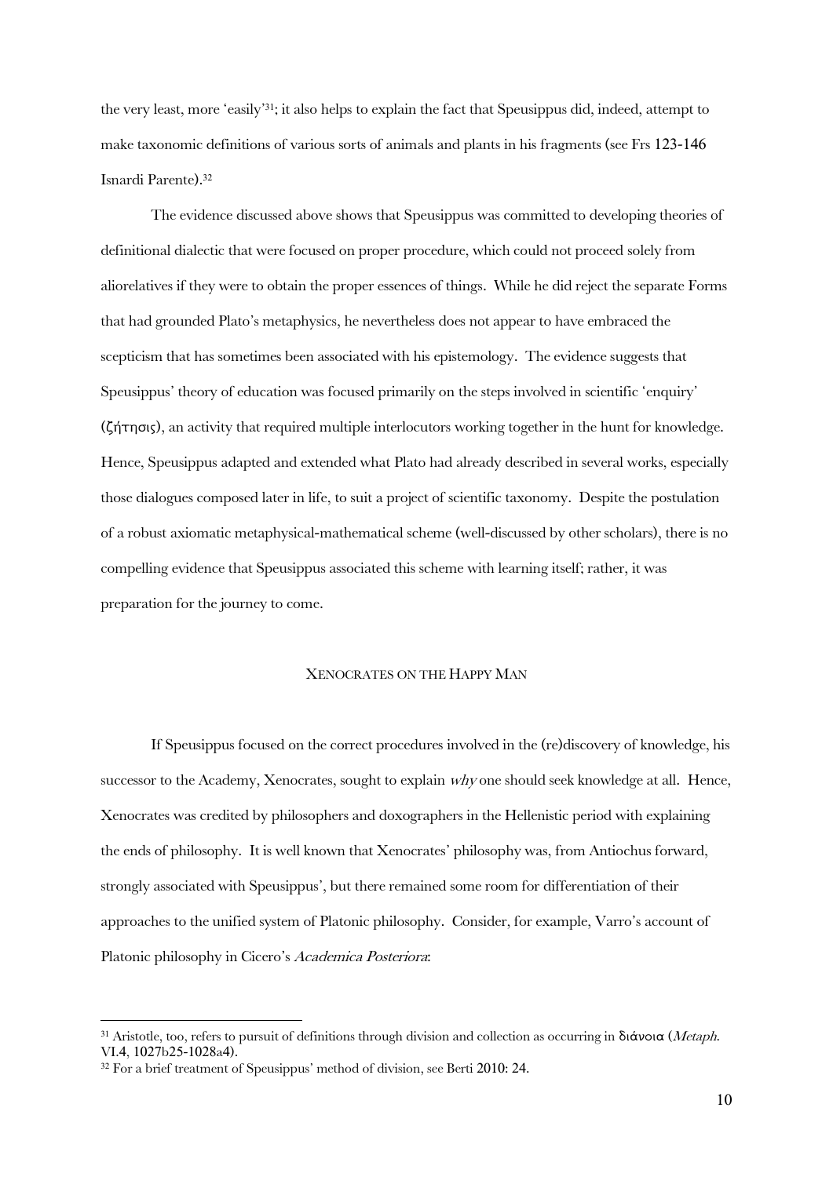the very least, more 'easily'[31]; it also helps to explain the fact that Speusippus did, indeed, attempt to make taxonomic definitions of various sorts of animals and plants in his fragments (see Frs 123-146 Isnardi Parente).[32]

The evidence discussed above shows that Speusippus was committed to developing theories of definitional dialectic that were focused on proper procedure, which could not proceed solely from aliorelatives if they were to obtain the proper essences of things. While he did reject the separate Forms that had grounded Plato's metaphysics, he nevertheless does not appear to have embraced the scepticism that has sometimes been associated with his epistemology. The evidence suggests that Speusippus' theory of education was focused primarily on the steps involved in scientific 'enquiry' (ζήτησις), an activity that required multiple interlocutors working together in the hunt for knowledge. Hence, Speusippus adapted and extended what Plato had already described in several works, especially those dialogues composed later in life, to suit a project of scientific taxonomy. Despite the postulation of a robust axiomatic metaphysical-mathematical scheme (well-discussed by other scholars), there is no compelling evidence that Speusippus associated this scheme with learning itself; rather, it was preparation for the journey to come.

## XENOCRATES ON THE HAPPY MAN

If Speusippus focused on the correct procedures involved in the (re)discovery of knowledge, his successor to the Academy, Xenocrates, sought to explain *why* one should seek knowledge at all. Hence, Xenocrates was credited by philosophers and doxographers in the Hellenistic period with explaining the ends of philosophy. It is well known that Xenocrates' philosophy was, from Antiochus forward, strongly associated with Speusippus', but there remained some room for differentiation of their approaches to the unified system of Platonic philosophy. Consider, for example, Varro's account of Platonic philosophy in Cicero's *Academica Posteriora*:

---

[31] Aristotle, too, refers to pursuit of definitions through division and collection as occurring in διάνοια (*Metaph.* VI.4, 1027b25-1028a4).

[32] For a brief treatment of Speusippus' method of division, see Berti 2010: 24.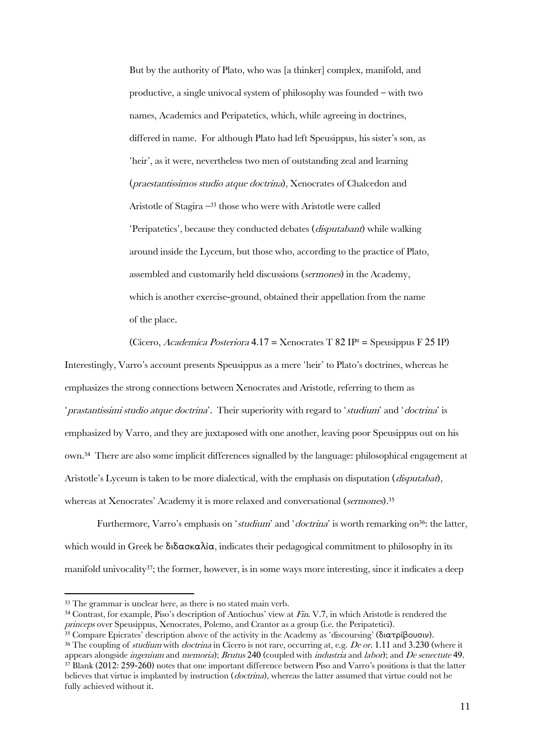> But by the authority of Plato, who was [a thinker] complex, manifold, and productive, a single univocal system of philosophy was founded – with two names, Academics and Peripatetics, which, while agreeing in doctrines, differed in name. For although Plato had left Speusippus, his sister's son, as 'heir', as it were, nevertheless two men of outstanding zeal and learning (*praestantissimos studio atque doctrina*), Xenocrates of Chalcedon and Aristotle of Stagira –[33] those who were with Aristotle were called 'Peripatetics', because they conducted debates (*disputabant*) while walking around inside the Lyceum, but those who, according to the practice of Plato, assembled and customarily held discussions (*sermones*) in the Academy, which is another exercise-ground, obtained their appellation from the name of the place.
>
> (Cicero, *Academica Posteriora* 4.17 = Xenocrates T 82 IP² = Speusippus F 25 IP)

Interestingly, Varro's account presents Speusippus as a mere 'heir' to Plato's doctrines, whereas he emphasizes the strong connections between Xenocrates and Aristotle, referring to them as '*prastantissimi studio atque doctrina*'. Their superiority with regard to '*studium*' and '*doctrina*' is emphasized by Varro, and they are juxtaposed with one another, leaving poor Speusippus out on his own.[34] There are also some implicit differences signalled by the language: philosophical engagement at Aristotle's Lyceum is taken to be more dialectical, with the emphasis on disputation (*disputabat*), whereas at Xenocrates' Academy it is more relaxed and conversational (*sermones*).[35]

Furthermore, Varro's emphasis on '*studium*' and '*doctrina*' is worth remarking on[36]: the latter, which would in Greek be διδασκαλία, indicates their pedagogical commitment to philosophy in its manifold univocality[37]; the former, however, is in some ways more interesting, since it indicates a deep

---

[33] The grammar is unclear here, as there is no stated main verb.

[34] Contrast, for example, Piso's description of Antiochus' view at *Fin*. V.7, in which Aristotle is rendered the *princeps* over Speusippus, Xenocrates, Polemo, and Crantor as a group (i.e. the Peripatetici).

[35] Compare Epicrates' description above of the activity in the Academy as 'discoursing' (διατρίβουσιν).

[36] The coupling of *studium* with *doctrina* in Cicero is not rare, occurring at, e.g. *De or*. 1.11 and 3.230 (where it appears alongside *ingenium* and *memoria*); *Brutus* 240 (coupled with *industria* and *labor*); and *De senectute* 49.

[37] Blank (2012: 259-260) notes that one important difference between Piso and Varro's positions is that the latter believes that virtue is implanted by instruction (*doctrina*), whereas the latter assumed that virtue could not be fully achieved without it.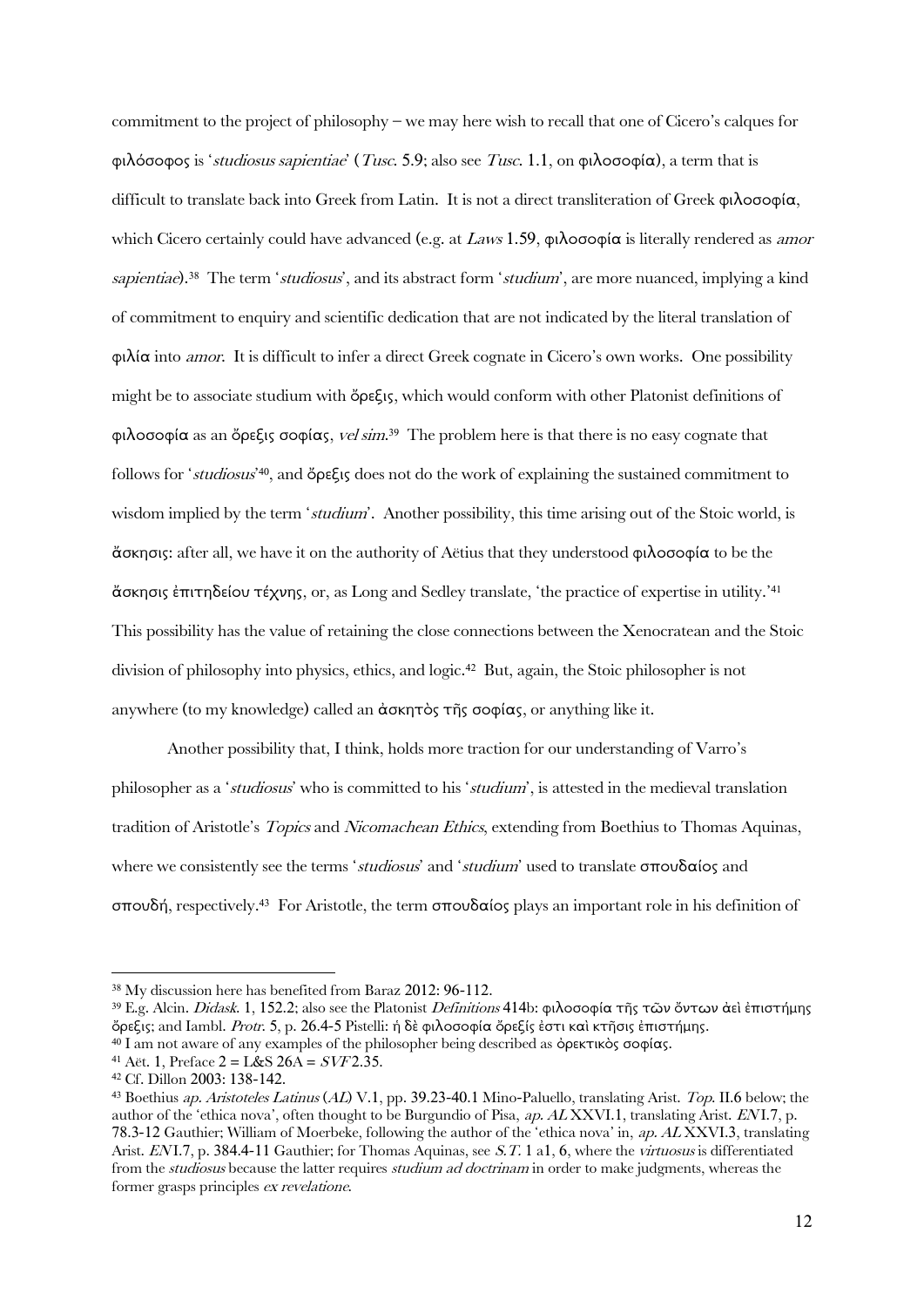commitment to the project of philosophy – we may here wish to recall that one of Cicero's calques for φιλόσοφος is '*studiosus sapientiae*' (*Tusc.* 5.9; also see *Tusc.* 1.1, on φιλοσοφία), a term that is difficult to translate back into Greek from Latin. It is not a direct transliteration of Greek φιλοσοφία, which Cicero certainly could have advanced (e.g. at *Laws* 1.59, φιλοσοφία is literally rendered as *amor sapientiae*).[38] The term '*studiosus*', and its abstract form '*studium*', are more nuanced, implying a kind of commitment to enquiry and scientific dedication that are not indicated by the literal translation of φιλία into *amor*. It is difficult to infer a direct Greek cognate in Cicero's own works. One possibility might be to associate studium with ὄρεξις, which would conform with other Platonist definitions of φιλοσοφία as an ὄρεξις σοφίας, *vel sim*.[39] The problem here is that there is no easy cognate that follows for '*studiosus*'[40], and ὄρεξις does not do the work of explaining the sustained commitment to wisdom implied by the term '*studium*'. Another possibility, this time arising out of the Stoic world, is ἄσκησις: after all, we have it on the authority of Aëtius that they understood φιλοσοφία to be the ἄσκησις ἐπιτηδείου τέχνης, or, as Long and Sedley translate, 'the practice of expertise in utility.'[41] This possibility has the value of retaining the close connections between the Xenocratean and the Stoic division of philosophy into physics, ethics, and logic.[42] But, again, the Stoic philosopher is not anywhere (to my knowledge) called an ἀσκητὸς τῆς σοφίας, or anything like it.

Another possibility that, I think, holds more traction for our understanding of Varro's philosopher as a '*studiosus*' who is committed to his '*studium*', is attested in the medieval translation tradition of Aristotle's *Topics* and *Nicomachean Ethics*, extending from Boethius to Thomas Aquinas, where we consistently see the terms '*studiosus*' and '*studium*' used to translate σπουδαίος and σπουδή, respectively.[43] For Aristotle, the term σπουδαίος plays an important role in his definition of

---

[38] My discussion here has benefited from Baraz 2012: 96-112.

[39] E.g. Alcin. *Didask.* 1, 152.2; also see the Platonist *Definitions* 414b: φιλοσοφία τῆς τῶν ὄντων ἀεὶ ἐπιστήμης ὄρεξις; and Iambl. *Protr.* 5, p. 26.4-5 Pistelli: ἡ δὲ φιλοσοφία ὄρεξίς ἐστι καὶ κτῆσις ἐπιστήμης.

[40] I am not aware of any examples of the philosopher being described as ὀρεκτικὸς σοφίας.

[41] Aët. 1, Preface 2 = L&S 26A = *SVF* 2.35.

[42] Cf. Dillon 2003: 138-142.

[43] Boethius *ap. Aristoteles Latinus* (*AL*) V.1, pp. 39.23-40.1 Mino-Paluello, translating Arist. *Top.* II.6 below; the author of the 'ethica nova', often thought to be Burgundio of Pisa, *ap. AL* XXVI.1, translating Arist. *EN* I.7, p. 78.3-12 Gauthier; William of Moerbeke, following the author of the 'ethica nova' in, *ap. AL* XXVI.3, translating Arist. *EN* I.7, p. 384.4-11 Gauthier; for Thomas Aquinas, see *S.T.* 1 a1, 6, where the *virtuosus* is differentiated from the *studiosus* because the latter requires *studium ad doctrinam* in order to make judgments, whereas the former grasps principles *ex revelatione*.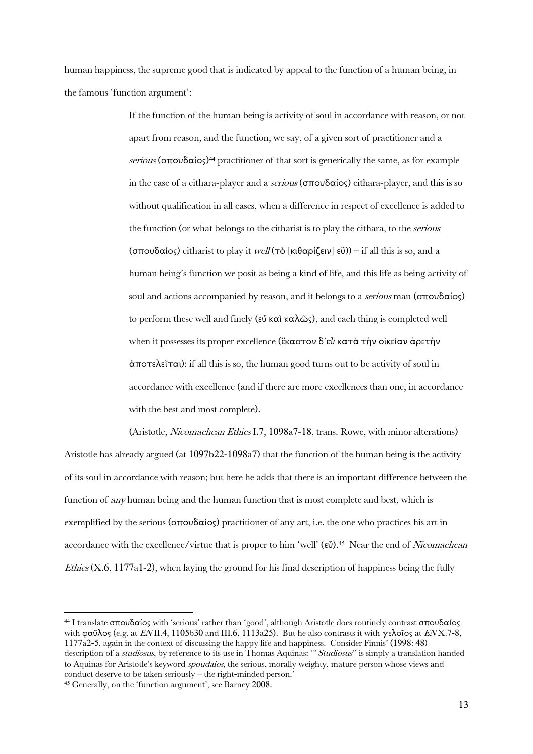human happiness, the supreme good that is indicated by appeal to the function of a human being, in the famous 'function argument':

> If the function of the human being is activity of soul in accordance with reason, or not apart from reason, and the function, we say, of a given sort of practitioner and a *serious* (σπουδαίος)[44] practitioner of that sort is generically the same, as for example in the case of a cithara-player and a *serious* (σπουδαίος) cithara-player, and this is so without qualification in all cases, when a difference in respect of excellence is added to the function (or what belongs to the citharist is to play the cithara, to the *serious* (σπουδαίος) citharist to play it *well* (τὸ [κιθαρίζειν] εὖ)) – if all this is so, and a human being's function we posit as being a kind of life, and this life as being activity of soul and actions accompanied by reason, and it belongs to a *serious* man (σπουδαίος) to perform these well and finely (εὖ καὶ καλῶς), and each thing is completed well when it possesses its proper excellence (ἕκαστον δ'εὖ κατὰ τὴν οἰκείαν ἀρετὴν ἀποτελεῖται): if all this is so, the human good turns out to be activity of soul in accordance with excellence (and if there are more excellences than one, in accordance with the best and most complete).
>
> (Aristotle, *Nicomachean Ethics* I.7, 1098a7-18, trans. Rowe, with minor alterations)

Aristotle has already argued (at 1097b22-1098a7) that the function of the human being is the activity of its soul in accordance with reason; but here he adds that there is an important difference between the function of *any* human being and the human function that is most complete and best, which is exemplified by the serious (σπουδαίος) practitioner of any art, i.e. the one who practices his art in accordance with the excellence/virtue that is proper to him 'well' (εὖ).[45] Near the end of *Nicomachean Ethics* (X.6, 1177a1-2), when laying the ground for his final description of happiness being the fully

---

[44] I translate σπουδαίος with 'serious' rather than 'good', although Aristotle does routinely contrast σπουδαίος with φαῦλος (e.g. at *EN* II.4, 1105b30 and III.6, 1113a25). But he also contrasts it with γελοῖος at *EN* X.7-8, 1177a2-5, again in the context of discussing the happy life and happiness. Consider Finnis' (1998: 48) description of a *studiosus*, by reference to its use in Thomas Aquinas: '"*Studiosus*" is simply a translation handed to Aquinas for Aristotle's keyword *spoudaios*, the serious, morally weighty, mature person whose views and conduct deserve to be taken seriously – the right-minded person.'

[45] Generally, on the 'function argument', see Barney 2008.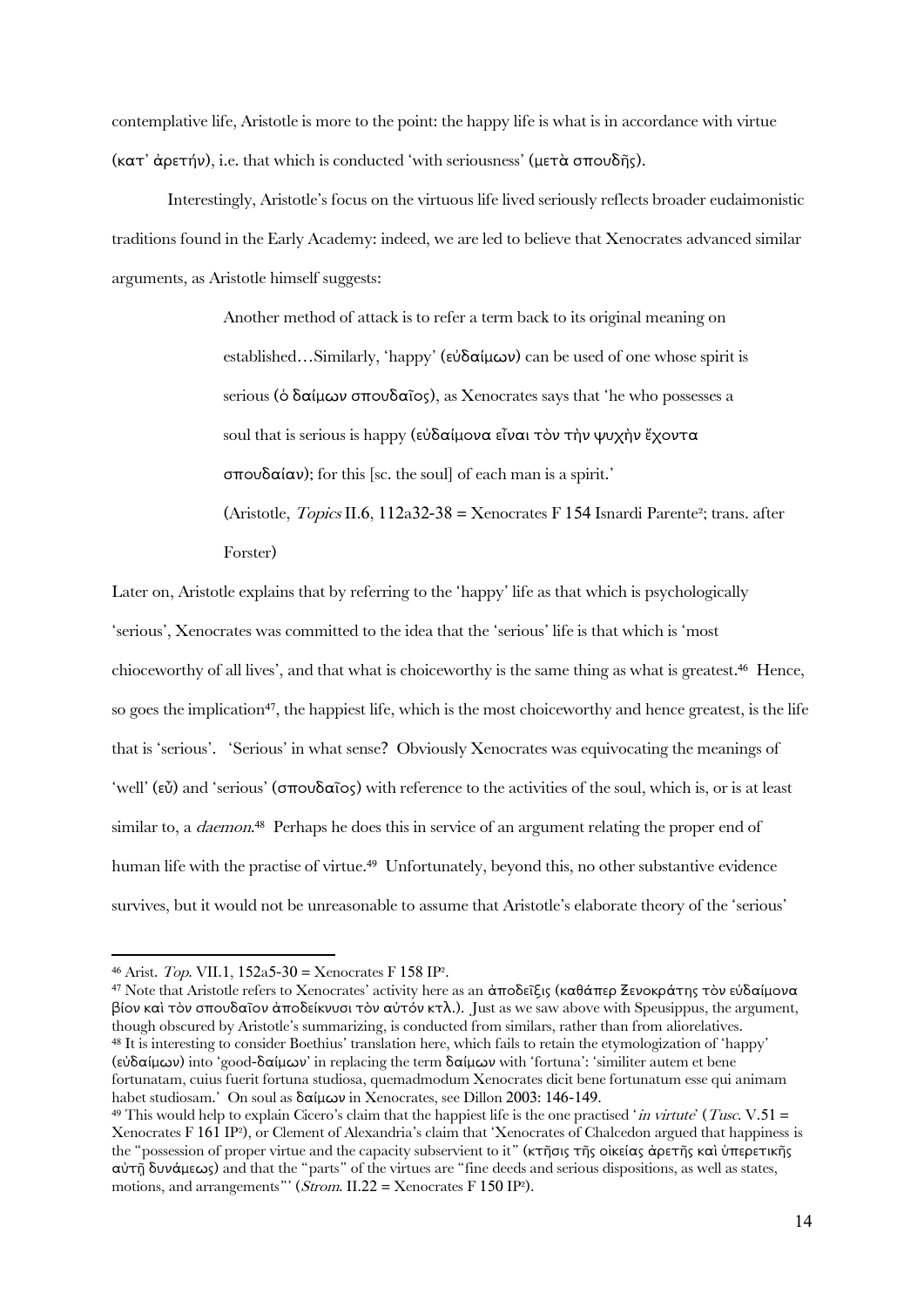contemplative life, Aristotle is more to the point: the happy life is what is in accordance with virtue (κατ᾽ ἀρετήν), i.e. that which is conducted 'with seriousness' (μετὰ σπουδῆς).

Interestingly, Aristotle's focus on the virtuous life lived seriously reflects broader eudaimonistic traditions found in the Early Academy: indeed, we are led to believe that Xenocrates advanced similar arguments, as Aristotle himself suggests:

> Another method of attack is to refer a term back to its original meaning on established…Similarly, 'happy' (εὐδαίμων) can be used of one whose spirit is serious (ὁ δαίμων σπουδαῖος), as Xenocrates says that 'he who possesses a soul that is serious is happy (εὐδαίμονα εἶναι τὸν τὴν ψυχὴν ἔχοντα σπουδαίαν); for this [sc. the soul] of each man is a spirit.'
>
> (Aristotle, *Topics* II.6, 112a32-38 = Xenocrates F 154 Isnardi Parente²; trans. after Forster)

Later on, Aristotle explains that by referring to the 'happy' life as that which is psychologically 'serious', Xenocrates was committed to the idea that the 'serious' life is that which is 'most chioceworthy of all lives', and that what is choiceworthy is the same thing as what is greatest.[46] Hence, so goes the implication[47], the happiest life, which is the most choiceworthy and hence greatest, is the life that is 'serious'. 'Serious' in what sense? Obviously Xenocrates was equivocating the meanings of 'well' (εὖ) and 'serious' (σπουδαῖος) with reference to the activities of the soul, which is, or is at least similar to, a *daemon*.[48] Perhaps he does this in service of an argument relating the proper end of human life with the practise of virtue.[49] Unfortunately, beyond this, no other substantive evidence survives, but it would not be unreasonable to assume that Aristotle's elaborate theory of the 'serious'

---

[46] Arist. *Top*. VII.1, 152a5-30 = Xenocrates F 158 IP².

[47] Note that Aristotle refers to Xenocrates' activity here as an ἀποδεῖξις (καθάπερ Ξενοκράτης τὸν εὐδαίμονα βίον καὶ τὸν σπουδαῖον ἀποδείκνυσι τὸν αὐτόν κτλ.). Just as we saw above with Speusippus, the argument, though obscured by Aristotle's summarizing, is conducted from similars, rather than from aliorelatives.

[48] It is interesting to consider Boethius' translation here, which fails to retain the etymologization of 'happy' (εὐδαίμων) into 'good-δαίμων' in replacing the term δαίμων with 'fortuna': 'similiter autem et bene fortunatam, cuius fuerit fortuna studiosa, quemadmodum Xenocrates dicit bene fortunatum esse qui animam habet studiosam.' On soul as δαίμων in Xenocrates, see Dillon 2003: 146-149.

[49] This would help to explain Cicero's claim that the happiest life is the one practised '*in virtute*' (*Tusc*. V.51 = Xenocrates F 161 IP²), or Clement of Alexandria's claim that 'Xenocrates of Chalcedon argued that happiness is the "possession of proper virtue and the capacity subservient to it" (κτῆσις τῆς οἰκείας ἀρετῆς καὶ ὑπερετικῆς αὐτῇ δυνάμεως) and that the "parts" of the virtues are "fine deeds and serious dispositions, as well as states, motions, and arrangements"' (*Strom*. II.22 = Xenocrates F 150 IP²).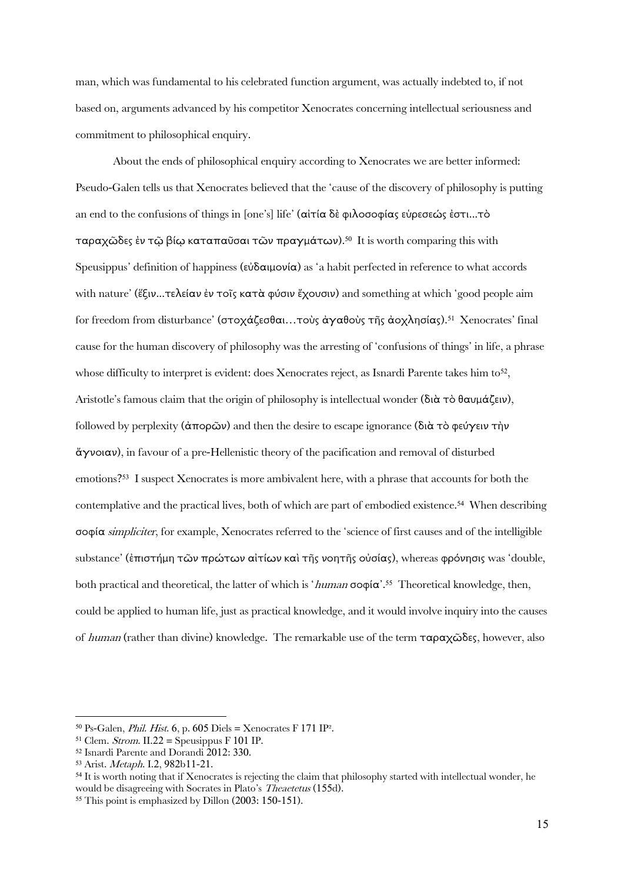man, which was fundamental to his celebrated function argument, was actually indebted to, if not based on, arguments advanced by his competitor Xenocrates concerning intellectual seriousness and commitment to philosophical enquiry.

About the ends of philosophical enquiry according to Xenocrates we are better informed: Pseudo-Galen tells us that Xenocrates believed that the 'cause of the discovery of philosophy is putting an end to the confusions of things in [one's] life' (αἰτία δὲ φιλοσοφίας εὑρέσεώς ἐστι...τὸ ταραχῶδες ἐν τῷ βίῳ καταπαῦσαι τῶν πραγμάτων).[50] It is worth comparing this with Speusippus' definition of happiness (εὐδαιμονία) as 'a habit perfected in reference to what accords with nature' (ἕξιν...τελείαν ἐν τοῖς κατὰ φύσιν ἔχουσιν) and something at which 'good people aim for freedom from disturbance' (στοχάζεσθαι…τοὺς ἀγαθοὺς τῆς ἀοχλησίας).[51] Xenocrates' final cause for the human discovery of philosophy was the arresting of 'confusions of things' in life, a phrase whose difficulty to interpret is evident: does Xenocrates reject, as Isnardi Parente takes him to[52], Aristotle's famous claim that the origin of philosophy is intellectual wonder (διὰ τὸ θαυμάζειν), followed by perplexity (ἀπορῶν) and then the desire to escape ignorance (διὰ τὸ φεύγειν τὴν ἄγνοιαν), in favour of a pre-Hellenistic theory of the pacification and removal of disturbed emotions?[53] I suspect Xenocrates is more ambivalent here, with a phrase that accounts for both the contemplative and the practical lives, both of which are part of embodied existence.[54] When describing σοφία *simpliciter*, for example, Xenocrates referred to the 'science of first causes and of the intelligible substance' (ἐπιστήμη τῶν πρώτων αἰτίων καὶ τῆς νοητῆς οὐσίας), whereas φρόνησις was 'double, both practical and theoretical, the latter of which is '*human* σοφία'.[55] Theoretical knowledge, then, could be applied to human life, just as practical knowledge, and it would involve inquiry into the causes of *human* (rather than divine) knowledge. The remarkable use of the term ταραχῶδες, however, also

---

[50] Ps-Galen, *Phil. Hist.* 6, p. 605 Diels = Xenocrates F 171 IP².

[51] Clem. *Strom.* II.22 = Speusippus F 101 IP.

[52] Isnardi Parente and Dorandi 2012: 330.

[53] Arist. *Metaph.* I.2, 982b11-21.

[54] It is worth noting that if Xenocrates is rejecting the claim that philosophy started with intellectual wonder, he would be disagreeing with Socrates in Plato's *Theaetetus* (155d).

[55] This point is emphasized by Dillon (2003: 150-151).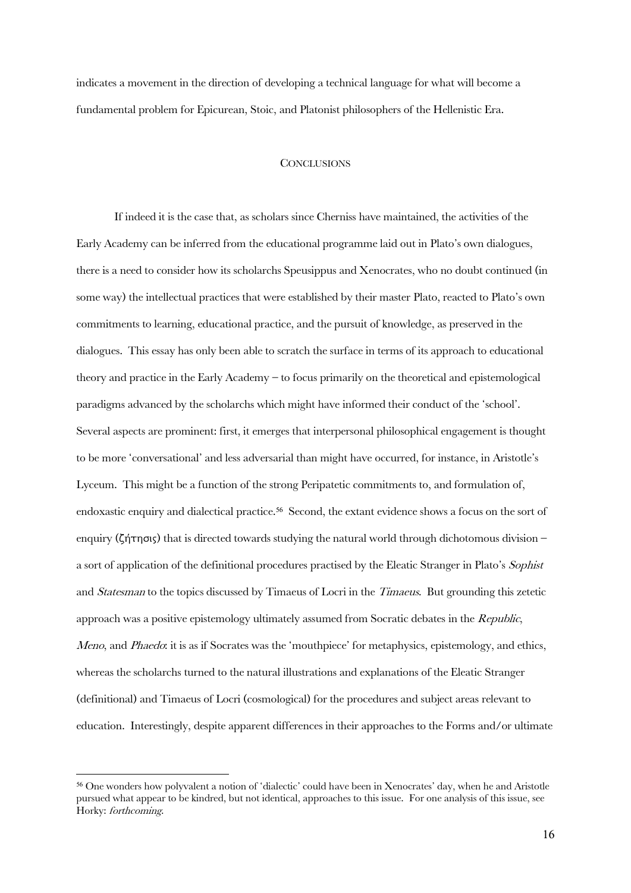indicates a movement in the direction of developing a technical language for what will become a fundamental problem for Epicurean, Stoic, and Platonist philosophers of the Hellenistic Era.

## CONCLUSIONS

If indeed it is the case that, as scholars since Cherniss have maintained, the activities of the Early Academy can be inferred from the educational programme laid out in Plato's own dialogues, there is a need to consider how its scholarchs Speusippus and Xenocrates, who no doubt continued (in some way) the intellectual practices that were established by their master Plato, reacted to Plato's own commitments to learning, educational practice, and the pursuit of knowledge, as preserved in the dialogues. This essay has only been able to scratch the surface in terms of its approach to educational theory and practice in the Early Academy – to focus primarily on the theoretical and epistemological paradigms advanced by the scholarchs which might have informed their conduct of the 'school'. Several aspects are prominent: first, it emerges that interpersonal philosophical engagement is thought to be more 'conversational' and less adversarial than might have occurred, for instance, in Aristotle's Lyceum. This might be a function of the strong Peripatetic commitments to, and formulation of, endoxastic enquiry and dialectical practice.[56] Second, the extant evidence shows a focus on the sort of enquiry (ζήτησις) that is directed towards studying the natural world through dichotomous division – a sort of application of the definitional procedures practised by the Eleatic Stranger in Plato's *Sophist* and *Statesman* to the topics discussed by Timaeus of Locri in the *Timaeus*. But grounding this zetetic approach was a positive epistemology ultimately assumed from Socratic debates in the *Republic*, *Meno*, and *Phaedo*: it is as if Socrates was the 'mouthpiece' for metaphysics, epistemology, and ethics, whereas the scholarchs turned to the natural illustrations and explanations of the Eleatic Stranger (definitional) and Timaeus of Locri (cosmological) for the procedures and subject areas relevant to education. Interestingly, despite apparent differences in their approaches to the Forms and/or ultimate

[56] One wonders how polyvalent a notion of 'dialectic' could have been in Xenocrates' day, when he and Aristotle pursued what appear to be kindred, but not identical, approaches to this issue. For one analysis of this issue, see Horky: *forthcoming*.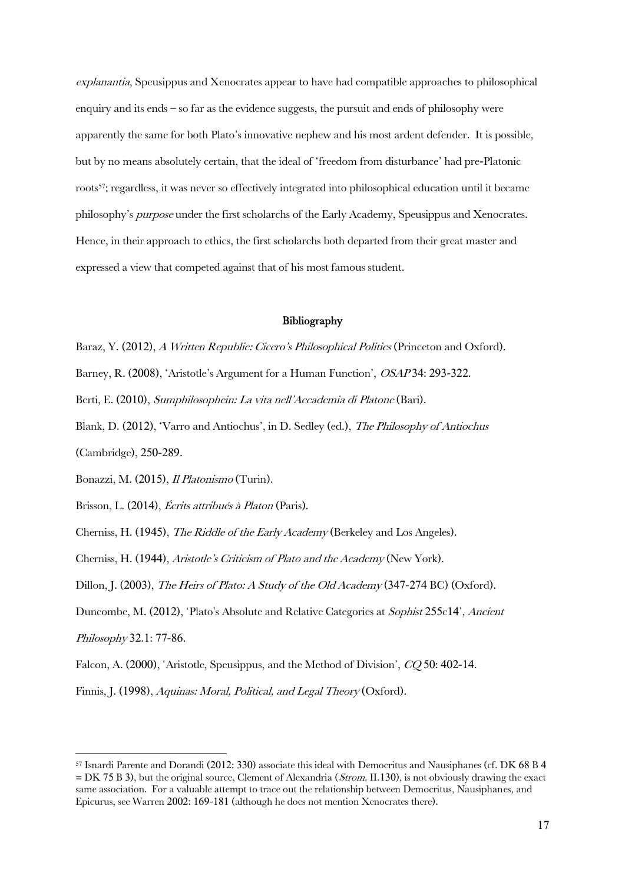*explanantia*, Speusippus and Xenocrates appear to have had compatible approaches to philosophical enquiry and its ends – so far as the evidence suggests, the pursuit and ends of philosophy were apparently the same for both Plato's innovative nephew and his most ardent defender. It is possible, but by no means absolutely certain, that the ideal of 'freedom from disturbance' had pre-Platonic roots[57]; regardless, it was never so effectively integrated into philosophical education until it became philosophy's *purpose* under the first scholarchs of the Early Academy, Speusippus and Xenocrates. Hence, in their approach to ethics, the first scholarchs both departed from their great master and expressed a view that competed against that of his most famous student.

## Bibliography

Baraz, Y. (2012), *A Written Republic: Cicero's Philosophical Politics* (Princeton and Oxford).

Barney, R. (2008), 'Aristotle's Argument for a Human Function', *OSAP* 34: 293-322.

Berti, E. (2010), *Sumphilosophein: La vita nell'Accademia di Platone* (Bari).

Blank, D. (2012), 'Varro and Antiochus', in D. Sedley (ed.), *The Philosophy of Antiochus* (Cambridge), 250-289.

Bonazzi, M. (2015), *Il Platonismo* (Turin).

Brisson, L. (2014), *Écrits attribués à Platon* (Paris).

Cherniss, H. (1945), *The Riddle of the Early Academy* (Berkeley and Los Angeles).

Cherniss, H. (1944), *Aristotle's Criticism of Plato and the Academy* (New York).

Dillon, J. (2003), *The Heirs of Plato: A Study of the Old Academy* (347-274 BC) (Oxford).

Duncombe, M. (2012), 'Plato's Absolute and Relative Categories at *Sophist* 255c14', *Ancient Philosophy* 32.1: 77-86.

Falcon, A. (2000), 'Aristotle, Speusippus, and the Method of Division', *CQ* 50: 402-14.

Finnis, J. (1998), *Aquinas: Moral, Political, and Legal Theory* (Oxford).

---

[57] Isnardi Parente and Dorandi (2012: 330) associate this ideal with Democritus and Nausiphanes (cf. DK 68 B 4 = DK 75 B 3), but the original source, Clement of Alexandria (*Strom.* II.130), is not obviously drawing the exact same association. For a valuable attempt to trace out the relationship between Democritus, Nausiphanes, and Epicurus, see Warren 2002: 169-181 (although he does not mention Xenocrates there).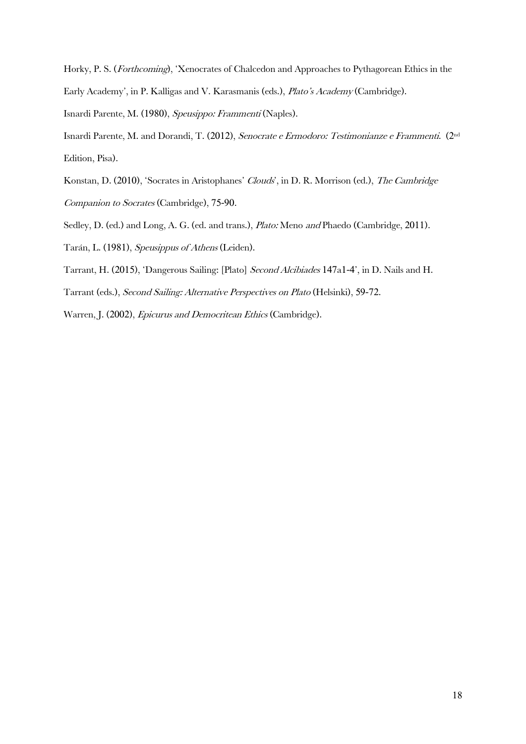Horky, P. S. (*Forthcoming*), 'Xenocrates of Chalcedon and Approaches to Pythagorean Ethics in the Early Academy', in P. Kalligas and V. Karasmanis (eds.), *Plato's Academy* (Cambridge).

Isnardi Parente, M. (1980), *Speusippo: Frammenti* (Naples).

Isnardi Parente, M. and Dorandi, T. (2012), *Senocrate e Ermodoro: Testimonianze e Frammenti*. (2nd Edition, Pisa).

Konstan, D. (2010), 'Socrates in Aristophanes' *Clouds*', in D. R. Morrison (ed.), *The Cambridge Companion to Socrates* (Cambridge), 75-90.

Sedley, D. (ed.) and Long, A. G. (ed. and trans.), *Plato:* Meno *and* Phaedo (Cambridge, 2011).

Tarán, L. (1981), *Speusippus of Athens* (Leiden).

Tarrant, H. (2015), 'Dangerous Sailing: [Plato] *Second Alcibiades* 147a1-4', in D. Nails and H. Tarrant (eds.), *Second Sailing: Alternative Perspectives on Plato* (Helsinki), 59-72.

Warren, J. (2002), *Epicurus and Democritean Ethics* (Cambridge).